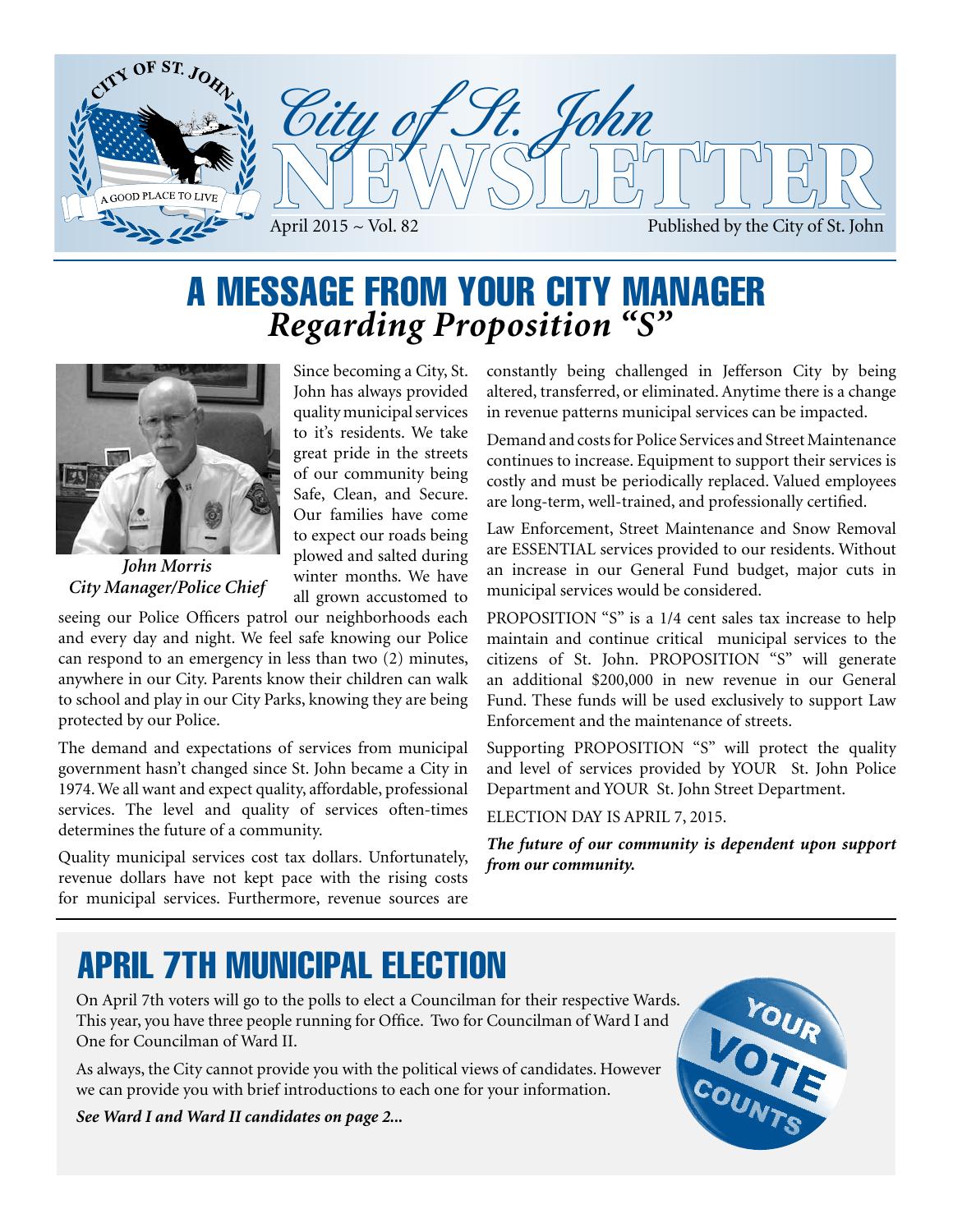# City of St. John NEWSLETTER

April 2015 ~ Vol. 82

Published by the City of St. John

## A MESSAGE FROM YOUR CITY MANAGER
### *Regarding Proposition "S"*

***John Morris***
***City Manager/Police Chief***

Since becoming a City, St. John has always provided quality municipal services to it's residents. We take great pride in the streets of our community being Safe, Clean, and Secure. Our families have come to expect our roads being plowed and salted during winter months. We have all grown accustomed to seeing our Police Officers patrol our neighborhoods each and every day and night. We feel safe knowing our Police can respond to an emergency in less than two (2) minutes, anywhere in our City. Parents know their children can walk to school and play in our City Parks, knowing they are being protected by our Police.

The demand and expectations of services from municipal government hasn't changed since St. John became a City in 1974. We all want and expect quality, affordable, professional services. The level and quality of services often-times determines the future of a community.

Quality municipal services cost tax dollars. Unfortunately, revenue dollars have not kept pace with the rising costs for municipal services. Furthermore, revenue sources are constantly being challenged in Jefferson City by being altered, transferred, or eliminated. Anytime there is a change in revenue patterns municipal services can be impacted.

Demand and costs for Police Services and Street Maintenance continues to increase. Equipment to support their services is costly and must be periodically replaced. Valued employees are long-term, well-trained, and professionally certified.

Law Enforcement, Street Maintenance and Snow Removal are ESSENTIAL services provided to our residents. Without an increase in our General Fund budget, major cuts in municipal services would be considered.

PROPOSITION "S" is a 1/4 cent sales tax increase to help maintain and continue critical municipal services to the citizens of St. John. PROPOSITION "S" will generate an additional $200,000 in new revenue in our General Fund. These funds will be used exclusively to support Law Enforcement and the maintenance of streets.

Supporting PROPOSITION "S" will protect the quality and level of services provided by YOUR St. John Police Department and YOUR St. John Street Department.

ELECTION DAY IS APRIL 7, 2015.

***The future of our community is dependent upon support from our community.***

## APRIL 7TH MUNICIPAL ELECTION

On April 7th voters will go to the polls to elect a Councilman for their respective Wards. This year, you have three people running for Office. Two for Councilman of Ward I and One for Councilman of Ward II.

As always, the City cannot provide you with the political views of candidates. However we can provide you with brief introductions to each one for your information.

***See Ward I and Ward II candidates on page 2...***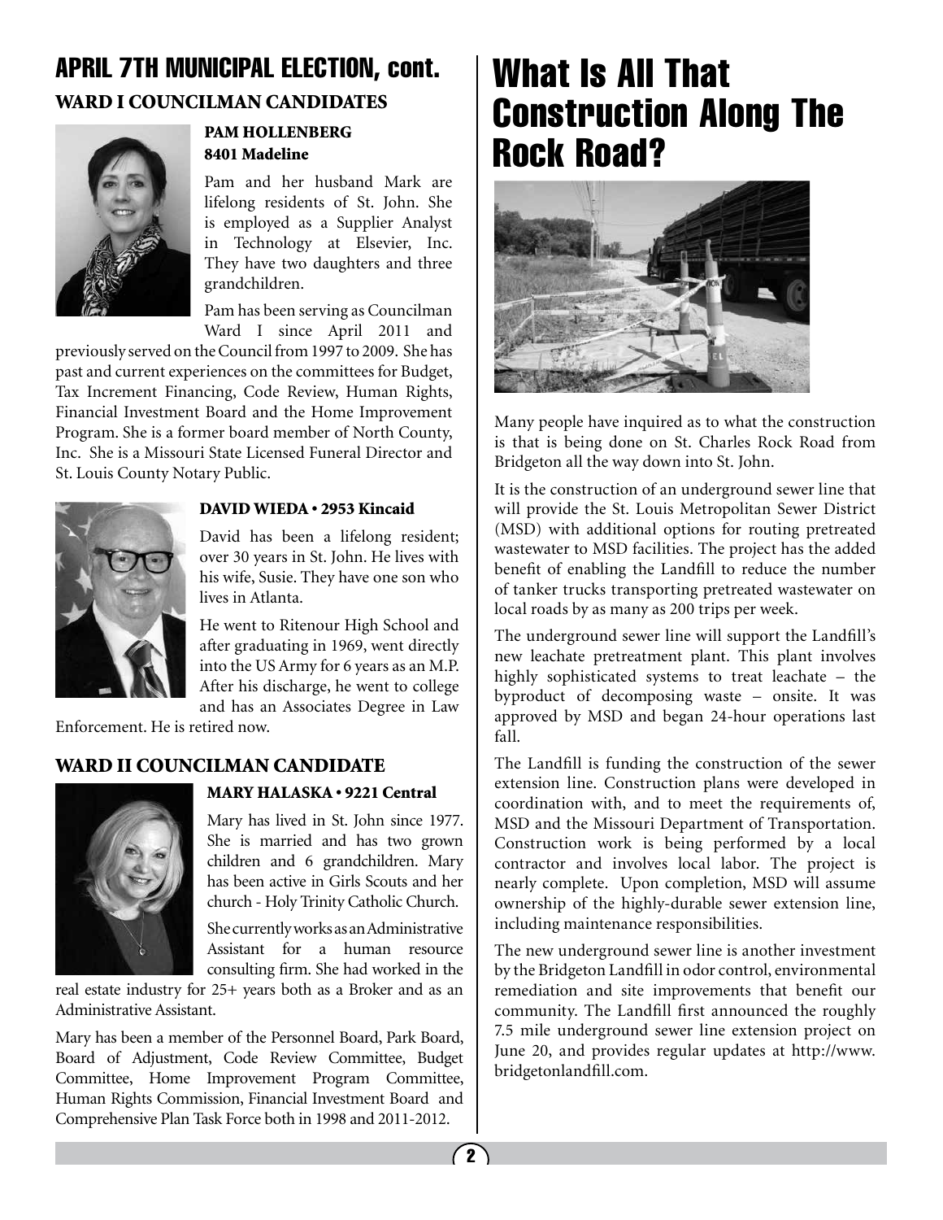## APRIL 7TH MUNICIPAL ELECTION, cont.

### WARD I COUNCILMAN CANDIDATES

**PAM HOLLENBERG**
**8401 Madeline**

Pam and her husband Mark are lifelong residents of St. John. She is employed as a Supplier Analyst in Technology at Elsevier, Inc. They have two daughters and three grandchildren.

Pam has been serving as Councilman Ward I since April 2011 and previously served on the Council from 1997 to 2009. She has past and current experiences on the committees for Budget, Tax Increment Financing, Code Review, Human Rights, Financial Investment Board and the Home Improvement Program. She is a former board member of North County, Inc. She is a Missouri State Licensed Funeral Director and St. Louis County Notary Public.

**DAVID WIEDA • 2953 Kincaid**

David has been a lifelong resident; over 30 years in St. John. He lives with his wife, Susie. They have one son who lives in Atlanta.

He went to Ritenour High School and after graduating in 1969, went directly into the US Army for 6 years as an M.P. After his discharge, he went to college and has an Associates Degree in Law Enforcement. He is retired now.

### WARD II COUNCILMAN CANDIDATE

**MARY HALASKA • 9221 Central**

Mary has lived in St. John since 1977. She is married and has two grown children and 6 grandchildren. Mary has been active in Girls Scouts and her church - Holy Trinity Catholic Church.

She currently works as an Administrative Assistant for a human resource consulting firm. She had worked in the real estate industry for 25+ years both as a Broker and as an Administrative Assistant.

Mary has been a member of the Personnel Board, Park Board, Board of Adjustment, Code Review Committee, Budget Committee, Home Improvement Program Committee, Human Rights Commission, Financial Investment Board and Comprehensive Plan Task Force both in 1998 and 2011-2012.

# What Is All That Construction Along The Rock Road?

Many people have inquired as to what the construction is that is being done on St. Charles Rock Road from Bridgeton all the way down into St. John.

It is the construction of an underground sewer line that will provide the St. Louis Metropolitan Sewer District (MSD) with additional options for routing pretreated wastewater to MSD facilities. The project has the added benefit of enabling the Landfill to reduce the number of tanker trucks transporting pretreated wastewater on local roads by as many as 200 trips per week.

The underground sewer line will support the Landfill's new leachate pretreatment plant. This plant involves highly sophisticated systems to treat leachate – the byproduct of decomposing waste – onsite. It was approved by MSD and began 24-hour operations last fall.

The Landfill is funding the construction of the sewer extension line. Construction plans were developed in coordination with, and to meet the requirements of, MSD and the Missouri Department of Transportation. Construction work is being performed by a local contractor and involves local labor. The project is nearly complete. Upon completion, MSD will assume ownership of the highly-durable sewer extension line, including maintenance responsibilities.

The new underground sewer line is another investment by the Bridgeton Landfill in odor control, environmental remediation and site improvements that benefit our community. The Landfill first announced the roughly 7.5 mile underground sewer line extension project on June 20, and provides regular updates at http://www.bridgetonlandfill.com.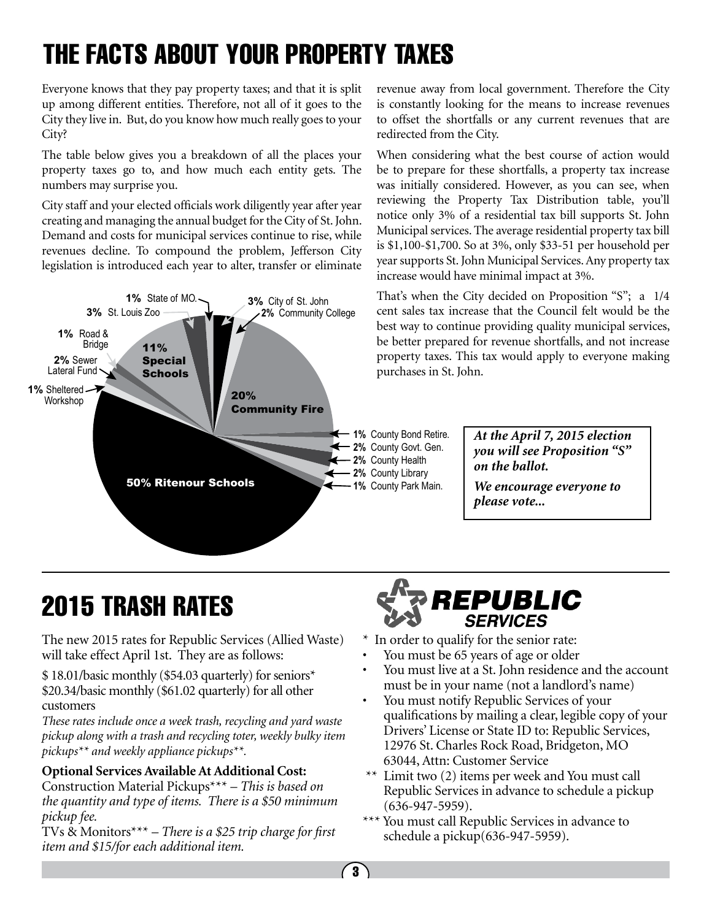# THE FACTS ABOUT YOUR PROPERTY TAXES

Everyone knows that they pay property taxes; and that it is split up among different entities. Therefore, not all of it goes to the City they live in. But, do you know how much really goes to your City?

The table below gives you a breakdown of all the places your property taxes go to, and how much each entity gets. The numbers may surprise you.

City staff and your elected officials work diligently year after year creating and managing the annual budget for the City of St. John. Demand and costs for municipal services continue to rise, while revenues decline. To compound the problem, Jefferson City legislation is introduced each year to alter, transfer or eliminate revenue away from local government. Therefore the City is constantly looking for the means to increase revenues to offset the shortfalls or any current revenues that are redirected from the City.

When considering what the best course of action would be to prepare for these shortfalls, a property tax increase was initially considered. However, as you can see, when reviewing the Property Tax Distribution table, you'll notice only 3% of a residential tax bill supports St. John Municipal services. The average residential property tax bill is $1,100-$1,700. So at 3%, only $33-51 per household per year supports St. John Municipal Services. Any property tax increase would have minimal impact at 3%.

That's when the City decided on Proposition "S"; a 1/4 cent sales tax increase that the Council felt would be the best way to continue providing quality municipal services, be better prepared for revenue shortfalls, and not increase property taxes. This tax would apply to everyone making purchases in St. John.

| Entity | Share |
|---|---|
| Ritenour Schools | 50% |
| Community Fire | 20% |
| Special Schools | 11% |
| City of St. John | 3% |
| St. Louis Zoo | 3% |
| Community College | 2% |
| Sewer Lateral Fund | 2% |
| County Govt. Gen. | 2% |
| County Health | 2% |
| County Library | 2% |
| State of MO. | 1% |
| Road & Bridge | 1% |
| Sheltered Workshop | 1% |
| County Bond Retire. | 1% |
| County Park Main. | 1% |

***At the April 7, 2015 election you will see Proposition "S" on the ballot.***

***We encourage everyone to please vote...***

# 2015 TRASH RATES

The new 2015 rates for Republic Services (Allied Waste) will take effect April 1st. They are as follows:

$ 18.01/basic monthly ($54.03 quarterly) for seniors*
$20.34/basic monthly ($61.02 quarterly) for all other customers

*These rates include once a week trash, recycling and yard waste pickup along with a trash and recycling toter, weekly bulky item pickups** and weekly appliance pickups**.*

**Optional Services Available At Additional Cost:**
Construction Material Pickups*** – *This is based on the quantity and type of items. There is a $50 minimum pickup fee.*
TVs & Monitors*** – *There is a $25 trip charge for first item and $15/for each additional item.*

**REPUBLIC SERVICES**

\* In order to qualify for the senior rate:

- You must be 65 years of age or older
- You must live at a St. John residence and the account must be in your name (not a landlord's name)
- You must notify Republic Services of your qualifications by mailing a clear, legible copy of your Drivers' License or State ID to: Republic Services, 12976 St. Charles Rock Road, Bridgeton, MO 63044, Attn: Customer Service

\*\* Limit two (2) items per week and You must call Republic Services in advance to schedule a pickup (636-947-5959).

\*\*\* You must call Republic Services in advance to schedule a pickup(636-947-5959).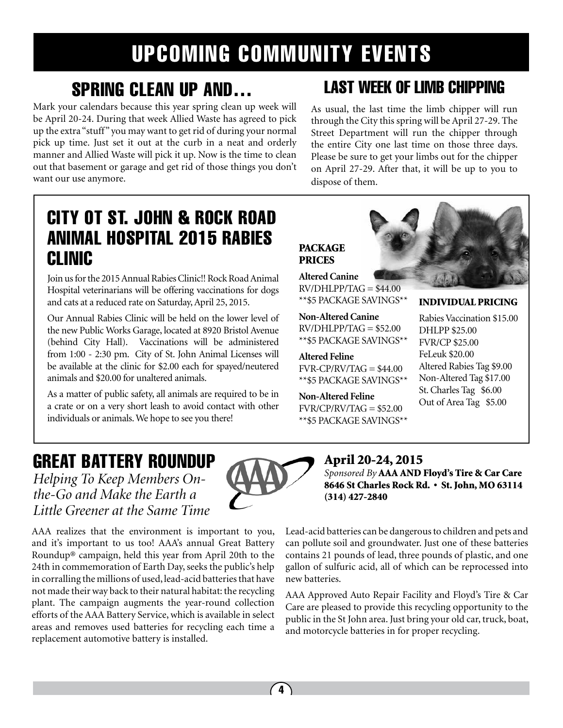# UPCOMING COMMUNITY EVENTS

## SPRING CLEAN UP AND…

Mark your calendars because this year spring clean up week will be April 20-24. During that week Allied Waste has agreed to pick up the extra "stuff" you may want to get rid of during your normal pick up time. Just set it out at the curb in a neat and orderly manner and Allied Waste will pick it up. Now is the time to clean out that basement or garage and get rid of those things you don't want our use anymore.

## LAST WEEK OF LIMB CHIPPING

As usual, the last time the limb chipper will run through the City this spring will be April 27-29. The Street Department will run the chipper through the entire City one last time on those three days. Please be sure to get your limbs out for the chipper on April 27-29. After that, it will be up to you to dispose of them.

## CITY OT ST. JOHN & ROCK ROAD ANIMAL HOSPITAL 2015 RABIES CLINIC

Join us for the 2015 Annual Rabies Clinic!! Rock Road Animal Hospital veterinarians will be offering vaccinations for dogs and cats at a reduced rate on Saturday, April 25, 2015.

Our Annual Rabies Clinic will be held on the lower level of the new Public Works Garage, located at 8920 Bristol Avenue (behind City Hall). Vaccinations will be administered from 1:00 - 2:30 pm. City of St. John Animal Licenses will be available at the clinic for $2.00 each for spayed/neutered animals and $20.00 for unaltered animals.

As a matter of public safety, all animals are required to be in a crate or on a very short leash to avoid contact with other individuals or animals. We hope to see you there!

**PACKAGE PRICES**

**Altered Canine**
RV/DHLPP/TAG = $44.00
**$5 PACKAGE SAVINGS**

**Non-Altered Canine**
RV/DHLPP/TAG = $52.00
**$5 PACKAGE SAVINGS**

**Altered Feline**
FVR-CP/RV/TAG = $44.00
**$5 PACKAGE SAVINGS**

**Non-Altered Feline**
FVR/CP/RV/TAG = $52.00
**$5 PACKAGE SAVINGS**

**INDIVIDUAL PRICING**

Rabies Vaccination $15.00
DHLPP $25.00
FVR/CP $25.00
FeLeuk $20.00
Altered Rabies Tag $9.00
Non-Altered Tag $17.00
St. Charles Tag $6.00
Out of Area Tag $5.00

## GREAT BATTERY ROUNDUP

*Helping To Keep Members On-the-Go and Make the Earth a Little Greener at the Same Time*

**April 20-24, 2015**
*Sponsored By* **AAA AND Floyd's Tire & Car Care**
**8646 St Charles Rock Rd. • St. John, MO 63114**
**(314) 427-2840**

AAA realizes that the environment is important to you, and it's important to us too! AAA's annual Great Battery Roundup® campaign, held this year from April 20th to the 24th in commemoration of Earth Day, seeks the public's help in corralling the millions of used, lead-acid batteries that have not made their way back to their natural habitat: the recycling plant. The campaign augments the year-round collection efforts of the AAA Battery Service, which is available in select areas and removes used batteries for recycling each time a replacement automotive battery is installed.

Lead-acid batteries can be dangerous to children and pets and can pollute soil and groundwater. Just one of these batteries contains 21 pounds of lead, three pounds of plastic, and one gallon of sulfuric acid, all of which can be reprocessed into new batteries.

AAA Approved Auto Repair Facility and Floyd's Tire & Car Care are pleased to provide this recycling opportunity to the public in the St John area. Just bring your old car, truck, boat, and motorcycle batteries in for proper recycling.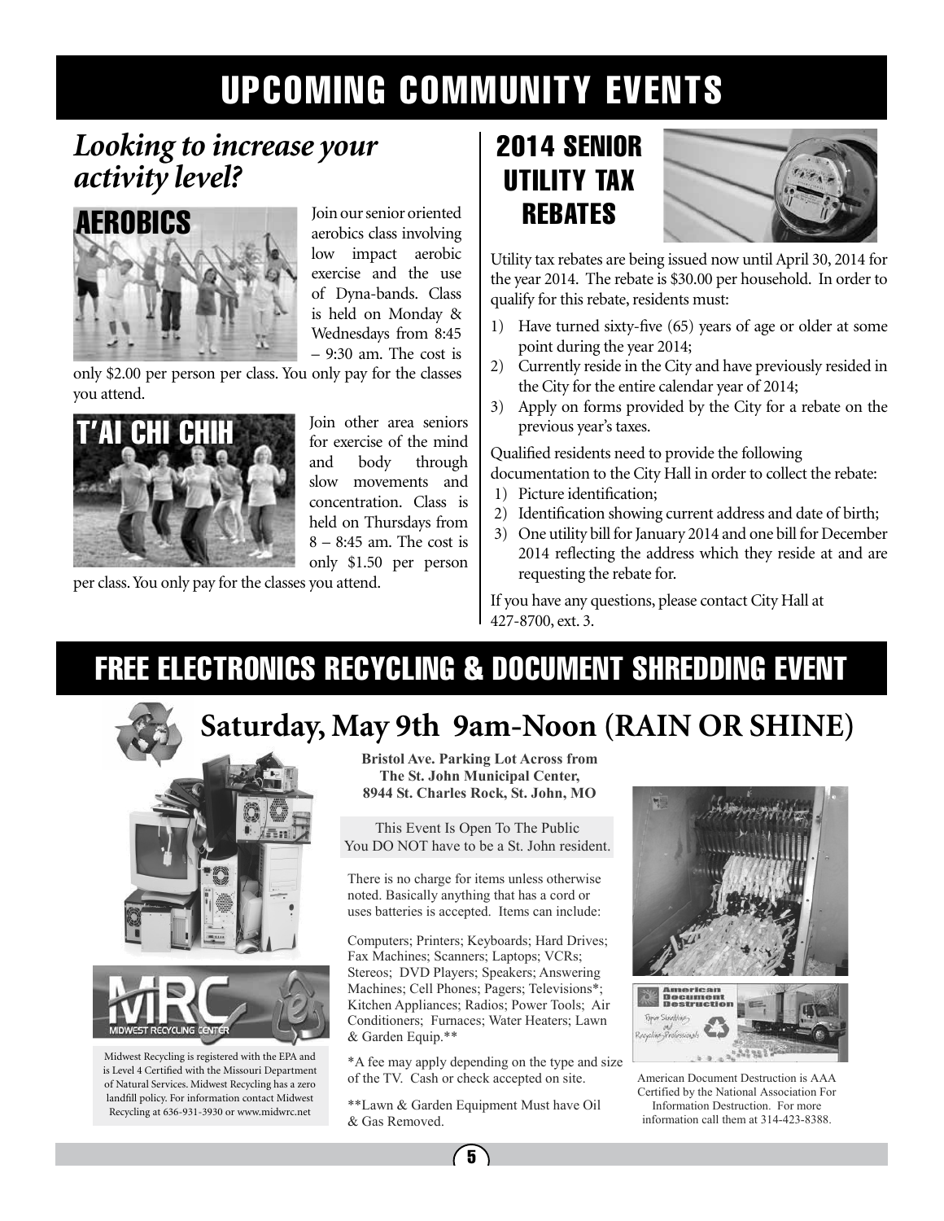# UPCOMING COMMUNITY EVENTS

## *Looking to increase your activity level?*

### AEROBICS

Join our senior oriented aerobics class involving low impact aerobic exercise and the use of Dyna-bands. Class is held on Monday & Wednesdays from 8:45 – 9:30 am. The cost is only $2.00 per person per class. You only pay for the classes you attend.

### T'AI CHI CHIH

Join other area seniors for exercise of the mind and body through slow movements and concentration. Class is held on Thursdays from 8 – 8:45 am. The cost is only $1.50 per person per class. You only pay for the classes you attend.

## 2014 SENIOR UTILITY TAX REBATES

Utility tax rebates are being issued now until April 30, 2014 for the year 2014. The rebate is $30.00 per household. In order to qualify for this rebate, residents must:

1) Have turned sixty-five (65) years of age or older at some point during the year 2014;
2) Currently reside in the City and have previously resided in the City for the entire calendar year of 2014;
3) Apply on forms provided by the City for a rebate on the previous year's taxes.

Qualified residents need to provide the following documentation to the City Hall in order to collect the rebate:

1) Picture identification;
2) Identification showing current address and date of birth;
3) One utility bill for January 2014 and one bill for December 2014 reflecting the address which they reside at and are requesting the rebate for.

If you have any questions, please contact City Hall at 427-8700, ext. 3.

# FREE ELECTRONICS RECYCLING & DOCUMENT SHREDDING EVENT

## Saturday, May 9th 9am-Noon (RAIN OR SHINE)

**Bristol Ave. Parking Lot Across from The St. John Municipal Center, 8944 St. Charles Rock, St. John, MO**

This Event Is Open To The Public
You DO NOT have to be a St. John resident.

There is no charge for items unless otherwise noted. Basically anything that has a cord or uses batteries is accepted. Items can include:

Computers; Printers; Keyboards; Hard Drives; Fax Machines; Scanners; Laptops; VCRs; Stereos; DVD Players; Speakers; Answering Machines; Cell Phones; Pagers; Televisions*; Kitchen Appliances; Radios; Power Tools; Air Conditioners; Furnaces; Water Heaters; Lawn & Garden Equip.**

*A fee may apply depending on the type and size of the TV. Cash or check accepted on site.

**Lawn & Garden Equipment Must have Oil & Gas Removed.

Midwest Recycling is registered with the EPA and is Level 4 Certified with the Missouri Department of Natural Services. Midwest Recycling has a zero landfill policy. For information contact Midwest Recycling at 636-931-3930 or www.midwrc.net

American Document Destruction is AAA Certified by the National Association For Information Destruction. For more information call them at 314-423-8388.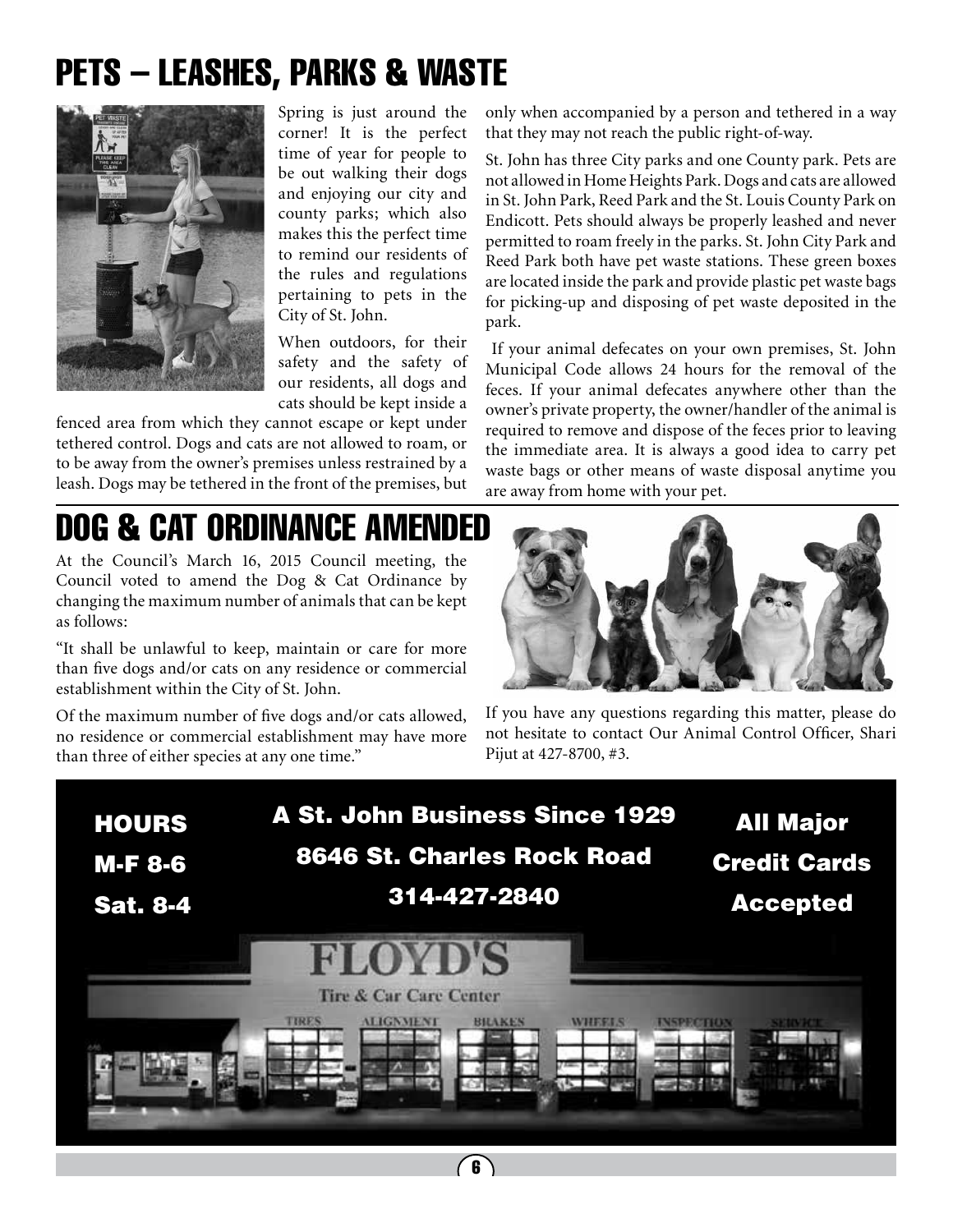# PETS – LEASHES, PARKS & WASTE

Spring is just around the corner! It is the perfect time of year for people to be out walking their dogs and enjoying our city and county parks; which also makes this the perfect time to remind our residents of the rules and regulations pertaining to pets in the City of St. John.

When outdoors, for their safety and the safety of our residents, all dogs and cats should be kept inside a fenced area from which they cannot escape or kept under tethered control. Dogs and cats are not allowed to roam, or to be away from the owner's premises unless restrained by a leash. Dogs may be tethered in the front of the premises, but only when accompanied by a person and tethered in a way that they may not reach the public right-of-way.

St. John has three City parks and one County park. Pets are not allowed in Home Heights Park. Dogs and cats are allowed in St. John Park, Reed Park and the St. Louis County Park on Endicott. Pets should always be properly leashed and never permitted to roam freely in the parks. St. John City Park and Reed Park both have pet waste stations. These green boxes are located inside the park and provide plastic pet waste bags for picking-up and disposing of pet waste deposited in the park.

If your animal defecates on your own premises, St. John Municipal Code allows 24 hours for the removal of the feces. If your animal defecates anywhere other than the owner's private property, the owner/handler of the animal is required to remove and dispose of the feces prior to leaving the immediate area. It is always a good idea to carry pet waste bags or other means of waste disposal anytime you are away from home with your pet.

# DOG & CAT ORDINANCE AMENDED

At the Council's March 16, 2015 Council meeting, the Council voted to amend the Dog & Cat Ordinance by changing the maximum number of animals that can be kept as follows:

"It shall be unlawful to keep, maintain or care for more than five dogs and/or cats on any residence or commercial establishment within the City of St. John.

Of the maximum number of five dogs and/or cats allowed, no residence or commercial establishment may have more than three of either species at any one time."

If you have any questions regarding this matter, please do not hesitate to contact Our Animal Control Officer, Shari Pijut at 427-8700, #3.

**HOURS**
**M-F 8-6**
**Sat. 8-4**

**A St. John Business Since 1929**
**8646 St. Charles Rock Road**
**314-427-2840**

**All Major Credit Cards Accepted**

**FLOYD'S**
Tire & Car Care Center
TIRES ALIGNMENT BRAKES WHEELS INSPECTION SERVICE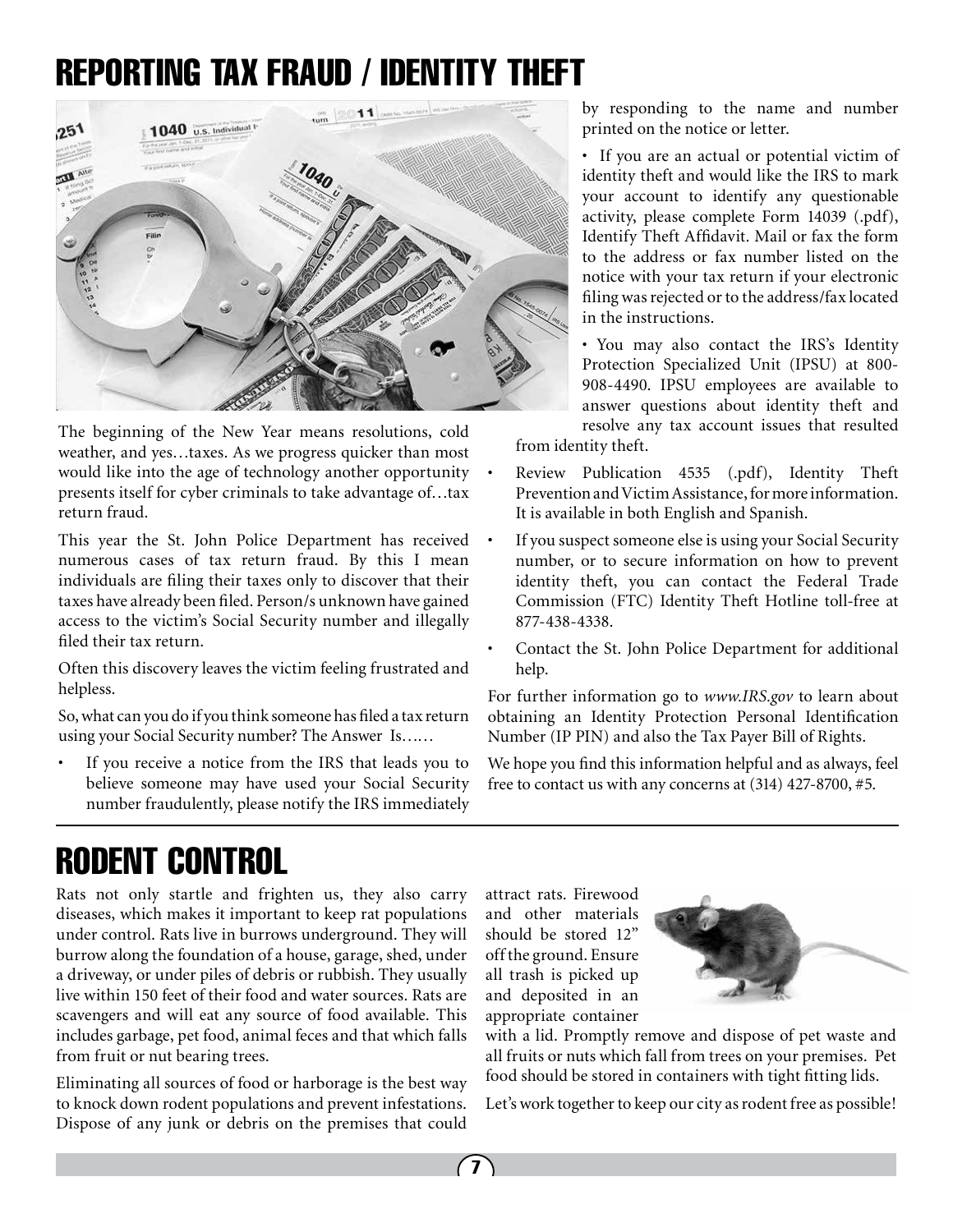# REPORTING TAX FRAUD / IDENTITY THEFT

The beginning of the New Year means resolutions, cold weather, and yes…taxes. As we progress quicker than most would like into the age of technology another opportunity presents itself for cyber criminals to take advantage of…tax return fraud.

This year the St. John Police Department has received numerous cases of tax return fraud. By this I mean individuals are filing their taxes only to discover that their taxes have already been filed. Person/s unknown have gained access to the victim's Social Security number and illegally filed their tax return.

Often this discovery leaves the victim feeling frustrated and helpless.

So, what can you do if you think someone has filed a tax return using your Social Security number? The Answer Is……

- If you receive a notice from the IRS that leads you to believe someone may have used your Social Security number fraudulently, please notify the IRS immediately by responding to the name and number printed on the notice or letter.

  • If you are an actual or potential victim of identity theft and would like the IRS to mark your account to identify any questionable activity, please complete Form 14039 (.pdf), Identify Theft Affidavit. Mail or fax the form to the address or fax number listed on the notice with your tax return if your electronic filing was rejected or to the address/fax located in the instructions.

  • You may also contact the IRS's Identity Protection Specialized Unit (IPSU) at 800-908-4490. IPSU employees are available to answer questions about identity theft and resolve any tax account issues that resulted from identity theft.

- Review Publication 4535 (.pdf), Identity Theft Prevention and Victim Assistance, for more information. It is available in both English and Spanish.
- If you suspect someone else is using your Social Security number, or to secure information on how to prevent identity theft, you can contact the Federal Trade Commission (FTC) Identity Theft Hotline toll-free at 877-438-4338.
- Contact the St. John Police Department for additional help.

For further information go to *www.IRS.gov* to learn about obtaining an Identity Protection Personal Identification Number (IP PIN) and also the Tax Payer Bill of Rights.

We hope you find this information helpful and as always, feel free to contact us with any concerns at (314) 427-8700, #5.

# RODENT CONTROL

Rats not only startle and frighten us, they also carry diseases, which makes it important to keep rat populations under control. Rats live in burrows underground. They will burrow along the foundation of a house, garage, shed, under a driveway, or under piles of debris or rubbish. They usually live within 150 feet of their food and water sources. Rats are scavengers and will eat any source of food available. This includes garbage, pet food, animal feces and that which falls from fruit or nut bearing trees.

Eliminating all sources of food or harborage is the best way to knock down rodent populations and prevent infestations. Dispose of any junk or debris on the premises that could attract rats. Firewood and other materials should be stored 12" off the ground. Ensure all trash is picked up and deposited in an appropriate container with a lid. Promptly remove and dispose of pet waste and all fruits or nuts which fall from trees on your premises. Pet food should be stored in containers with tight fitting lids.

Let's work together to keep our city as rodent free as possible!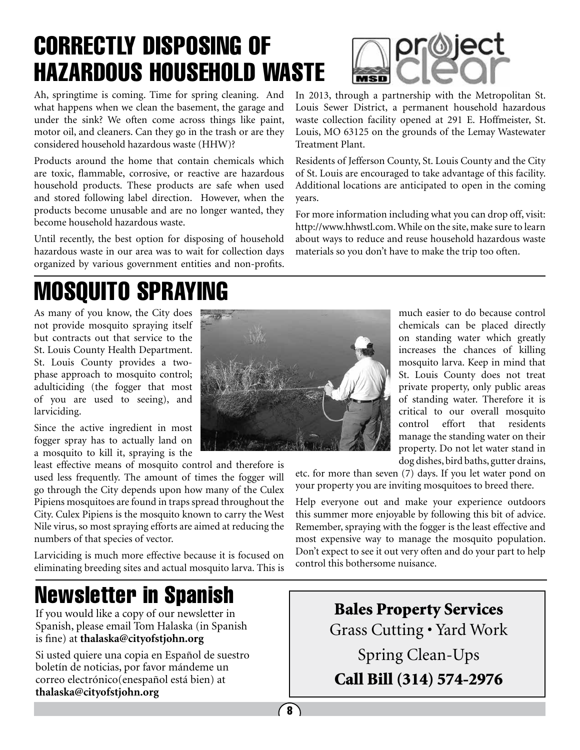# CORRECTLY DISPOSING OF HAZARDOUS HOUSEHOLD WASTE

Ah, springtime is coming. Time for spring cleaning. And what happens when we clean the basement, the garage and under the sink? We often come across things like paint, motor oil, and cleaners. Can they go in the trash or are they considered household hazardous waste (HHW)?

Products around the home that contain chemicals which are toxic, flammable, corrosive, or reactive are hazardous household products. These products are safe when used and stored following label direction. However, when the products become unusable and are no longer wanted, they become household hazardous waste.

Until recently, the best option for disposing of household hazardous waste in our area was to wait for collection days organized by various government entities and non-profits.

In 2013, through a partnership with the Metropolitan St. Louis Sewer District, a permanent household hazardous waste collection facility opened at 291 E. Hoffmeister, St. Louis, MO 63125 on the grounds of the Lemay Wastewater Treatment Plant.

Residents of Jefferson County, St. Louis County and the City of St. Louis are encouraged to take advantage of this facility. Additional locations are anticipated to open in the coming years.

For more information including what you can drop off, visit: http://www.hhwstl.com. While on the site, make sure to learn about ways to reduce and reuse household hazardous waste materials so you don't have to make the trip too often.

# MOSQUITO SPRAYING

As many of you know, the City does not provide mosquito spraying itself but contracts out that service to the St. Louis County Health Department. St. Louis County provides a two-phase approach to mosquito control; adulticiding (the fogger that most of you are used to seeing), and larviciding.

Since the active ingredient in most fogger spray has to actually land on a mosquito to kill it, spraying is the least effective means of mosquito control and therefore is used less frequently. The amount of times the fogger will go through the City depends upon how many of the Culex Pipiens mosquitoes are found in traps spread throughout the City. Culex Pipiens is the mosquito known to carry the West Nile virus, so most spraying efforts are aimed at reducing the numbers of that species of vector.

Larviciding is much more effective because it is focused on eliminating breeding sites and actual mosquito larva. This is much easier to do because control chemicals can be placed directly on standing water which greatly increases the chances of killing mosquito larva. Keep in mind that St. Louis County does not treat private property, only public areas of standing water. Therefore it is critical to our overall mosquito control effort that residents manage the standing water on their property. Do not let water stand in dog dishes, bird baths, gutter drains, etc. for more than seven (7) days. If you let water pond on your property you are inviting mosquitoes to breed there.

Help everyone out and make your experience outdoors this summer more enjoyable by following this bit of advice. Remember, spraying with the fogger is the least effective and most expensive way to manage the mosquito population. Don't expect to see it out very often and do your part to help control this bothersome nuisance.

# Newsletter in Spanish

If you would like a copy of our newsletter in Spanish, please email Tom Halaska (in Spanish is fine) at **thalaska@cityofstjohn.org**

Si usted quiere una copia en Español de suestro boletín de noticias, por favor mándeme un correo electrónico(enespañol está bien) at **thalaska@cityofstjohn.org**

**Bales Property Services**

Grass Cutting • Yard Work

Spring Clean-Ups

**Call Bill (314) 574-2976**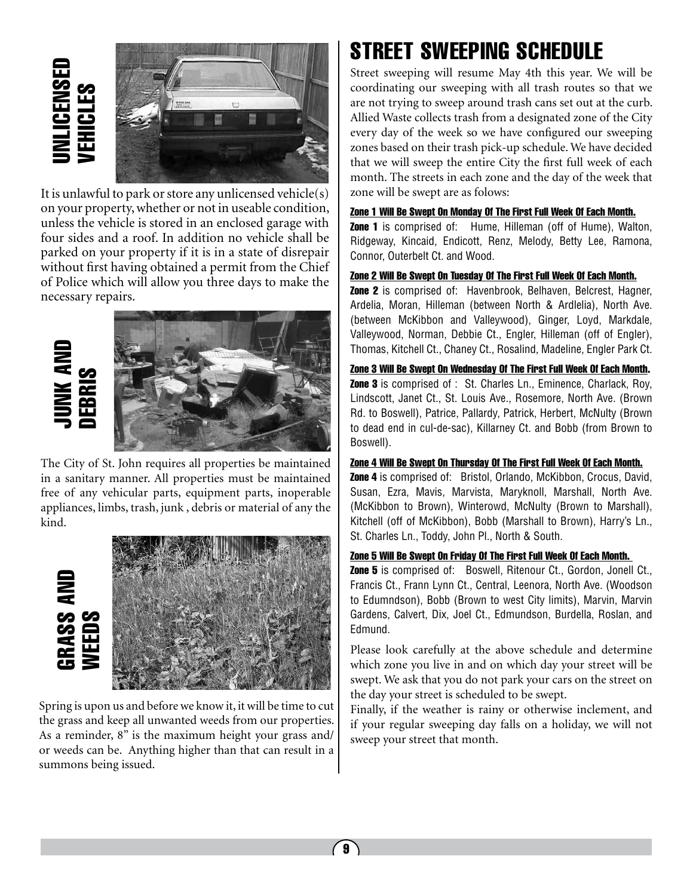## UNLICENSED VEHICLES

It is unlawful to park or store any unlicensed vehicle(s) on your property, whether or not in useable condition, unless the vehicle is stored in an enclosed garage with four sides and a roof. In addition no vehicle shall be parked on your property if it is in a state of disrepair without first having obtained a permit from the Chief of Police which will allow you three days to make the necessary repairs.

## JUNK AND DEBRIS

The City of St. John requires all properties be maintained in a sanitary manner. All properties must be maintained free of any vehicular parts, equipment parts, inoperable appliances, limbs, trash, junk , debris or material of any the kind.

## GRASS AND WEEDS

Spring is upon us and before we know it, it will be time to cut the grass and keep all unwanted weeds from our properties. As a reminder, 8" is the maximum height your grass and/or weeds can be. Anything higher than that can result in a summons being issued.

# STREET SWEEPING SCHEDULE

Street sweeping will resume May 4th this year. We will be coordinating our sweeping with all trash routes so that we are not trying to sweep around trash cans set out at the curb. Allied Waste collects trash from a designated zone of the City every day of the week so we have configured our sweeping zones based on their trash pick-up schedule. We have decided that we will sweep the entire City the first full week of each month. The streets in each zone and the day of the week that zone will be swept are as folows:

**Zone 1 Will Be Swept On Monday Of The First Full Week Of Each Month.**

**Zone 1** is comprised of: Hume, Hilleman (off of Hume), Walton, Ridgeway, Kincaid, Endicott, Renz, Melody, Betty Lee, Ramona, Connor, Outerbelt Ct. and Wood.

**Zone 2 Will Be Swept On Tuesday Of The First Full Week Of Each Month.**

**Zone 2** is comprised of: Havenbrook, Belhaven, Belcrest, Hagner, Ardelia, Moran, Hilleman (between North & Ardlelia), North Ave. (between McKibbon and Valleywood), Ginger, Loyd, Markdale, Valleywood, Norman, Debbie Ct., Engler, Hilleman (off of Engler), Thomas, Kitchell Ct., Chaney Ct., Rosalind, Madeline, Engler Park Ct.

**Zone 3 Will Be Swept On Wednesday Of The First Full Week Of Each Month.**

**Zone 3** is comprised of : St. Charles Ln., Eminence, Charlack, Roy, Lindscott, Janet Ct., St. Louis Ave., Rosemore, North Ave. (Brown Rd. to Boswell), Patrice, Pallardy, Patrick, Herbert, McNulty (Brown to dead end in cul-de-sac), Killarney Ct. and Bobb (from Brown to Boswell).

**Zone 4 Will Be Swept On Thursday Of The First Full Week Of Each Month.**

**Zone 4** is comprised of: Bristol, Orlando, McKibbon, Crocus, David, Susan, Ezra, Mavis, Marvista, Maryknoll, Marshall, North Ave. (McKibbon to Brown), Winterowd, McNulty (Brown to Marshall), Kitchell (off of McKibbon), Bobb (Marshall to Brown), Harry's Ln., St. Charles Ln., Toddy, John Pl., North & South.

**Zone 5 Will Be Swept On Friday Of The First Full Week Of Each Month.**

**Zone 5** is comprised of: Boswell, Ritenour Ct., Gordon, Jonell Ct., Francis Ct., Frann Lynn Ct., Central, Leenora, North Ave. (Woodson to Edumndson), Bobb (Brown to west City limits), Marvin, Marvin Gardens, Calvert, Dix, Joel Ct., Edmundson, Burdella, Roslan, and Edmund.

Please look carefully at the above schedule and determine which zone you live in and on which day your street will be swept. We ask that you do not park your cars on the street on the day your street is scheduled to be swept.

Finally, if the weather is rainy or otherwise inclement, and if your regular sweeping day falls on a holiday, we will not sweep your street that month.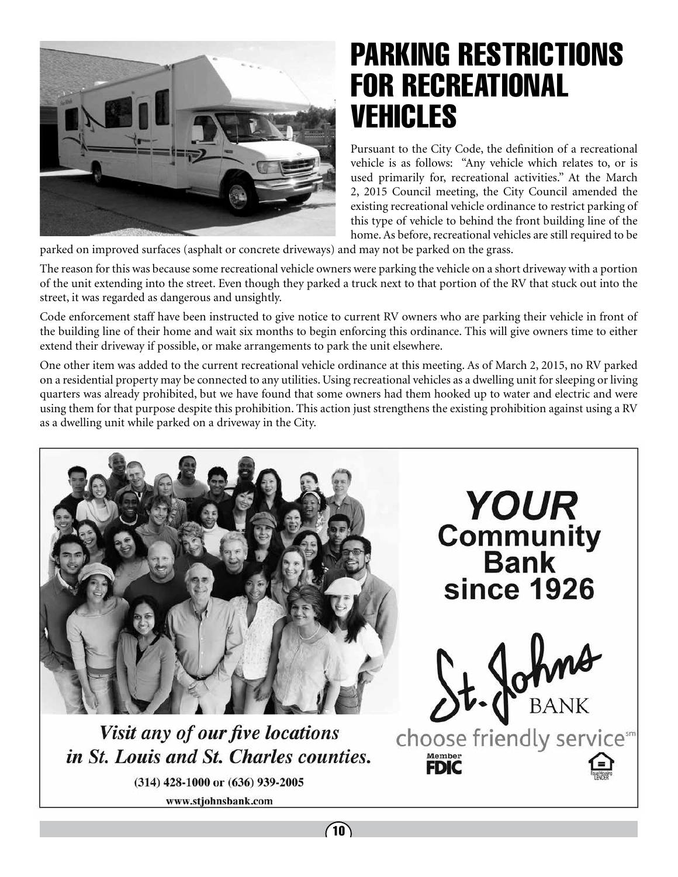# PARKING RESTRICTIONS FOR RECREATIONAL VEHICLES

Pursuant to the City Code, the definition of a recreational vehicle is as follows: "Any vehicle which relates to, or is used primarily for, recreational activities." At the March 2, 2015 Council meeting, the City Council amended the existing recreational vehicle ordinance to restrict parking of this type of vehicle to behind the front building line of the home. As before, recreational vehicles are still required to be parked on improved surfaces (asphalt or concrete driveways) and may not be parked on the grass.

The reason for this was because some recreational vehicle owners were parking the vehicle on a short driveway with a portion of the unit extending into the street. Even though they parked a truck next to that portion of the RV that stuck out into the street, it was regarded as dangerous and unsightly.

Code enforcement staff have been instructed to give notice to current RV owners who are parking their vehicle in front of the building line of their home and wait six months to begin enforcing this ordinance. This will give owners time to either extend their driveway if possible, or make arrangements to park the unit elsewhere.

One other item was added to the current recreational vehicle ordinance at this meeting. As of March 2, 2015, no RV parked on a residential property may be connected to any utilities. Using recreational vehicles as a dwelling unit for sleeping or living quarters was already prohibited, but we have found that some owners had them hooked up to water and electric and were using them for that purpose despite this prohibition. This action just strengthens the existing prohibition against using a RV as a dwelling unit while parked on a driveway in the City.

**YOUR Community Bank since 1926**

St. Johns BANK

choose friendly service[sm]

Member FDIC

Equal Housing LENDER

*Visit any of our five locations in St. Louis and St. Charles counties.*

(314) 428-1000 or (636) 939-2005

www.stjohnsbank.com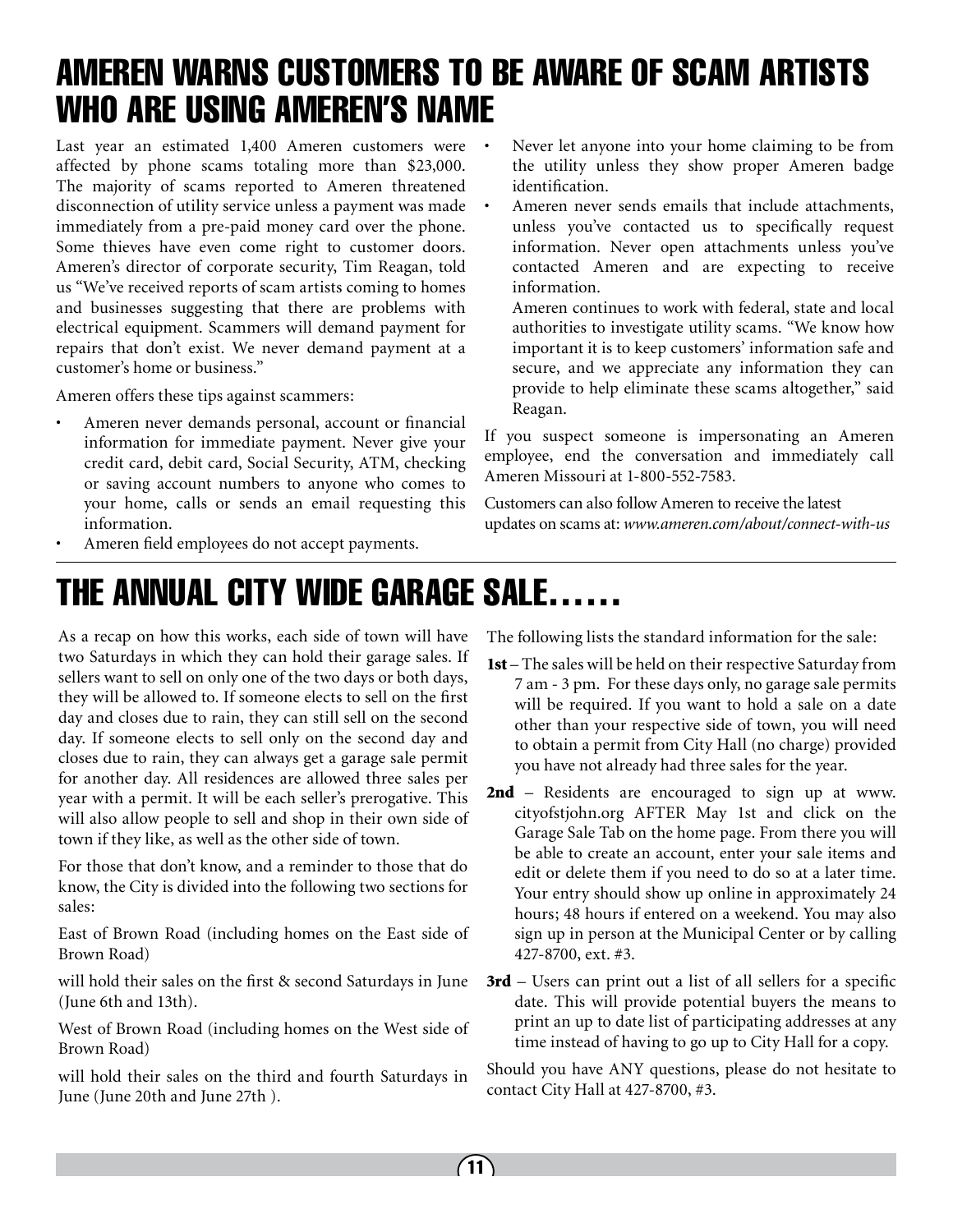# AMEREN WARNS CUSTOMERS TO BE AWARE OF SCAM ARTISTS WHO ARE USING AMEREN'S NAME

Last year an estimated 1,400 Ameren customers were affected by phone scams totaling more than $23,000. The majority of scams reported to Ameren threatened disconnection of utility service unless a payment was made immediately from a pre-paid money card over the phone. Some thieves have even come right to customer doors. Ameren's director of corporate security, Tim Reagan, told us "We've received reports of scam artists coming to homes and businesses suggesting that there are problems with electrical equipment. Scammers will demand payment for repairs that don't exist. We never demand payment at a customer's home or business."

Ameren offers these tips against scammers:

- Ameren never demands personal, account or financial information for immediate payment. Never give your credit card, debit card, Social Security, ATM, checking or saving account numbers to anyone who comes to your home, calls or sends an email requesting this information.
- Ameren field employees do not accept payments.
- Never let anyone into your home claiming to be from the utility unless they show proper Ameren badge identification.
- Ameren never sends emails that include attachments, unless you've contacted us to specifically request information. Never open attachments unless you've contacted Ameren and are expecting to receive information.

  Ameren continues to work with federal, state and local authorities to investigate utility scams. "We know how important it is to keep customers' information safe and secure, and we appreciate any information they can provide to help eliminate these scams altogether," said Reagan.

If you suspect someone is impersonating an Ameren employee, end the conversation and immediately call Ameren Missouri at 1-800-552-7583.

Customers can also follow Ameren to receive the latest updates on scams at: *www.ameren.com/about/connect-with-us*

# THE ANNUAL CITY WIDE GARAGE SALE……

As a recap on how this works, each side of town will have two Saturdays in which they can hold their garage sales. If sellers want to sell on only one of the two days or both days, they will be allowed to. If someone elects to sell on the first day and closes due to rain, they can still sell on the second day. If someone elects to sell only on the second day and closes due to rain, they can always get a garage sale permit for another day. All residences are allowed three sales per year with a permit. It will be each seller's prerogative. This will also allow people to sell and shop in their own side of town if they like, as well as the other side of town.

For those that don't know, and a reminder to those that do know, the City is divided into the following two sections for sales:

East of Brown Road (including homes on the East side of Brown Road)

will hold their sales on the first & second Saturdays in June (June 6th and 13th).

West of Brown Road (including homes on the West side of Brown Road)

will hold their sales on the third and fourth Saturdays in June (June 20th and June 27th ).

The following lists the standard information for the sale:

**1st** – The sales will be held on their respective Saturday from 7 am - 3 pm. For these days only, no garage sale permits will be required. If you want to hold a sale on a date other than your respective side of town, you will need to obtain a permit from City Hall (no charge) provided you have not already had three sales for the year.

**2nd** – Residents are encouraged to sign up at www.cityofstjohn.org AFTER May 1st and click on the Garage Sale Tab on the home page. From there you will be able to create an account, enter your sale items and edit or delete them if you need to do so at a later time. Your entry should show up online in approximately 24 hours; 48 hours if entered on a weekend. You may also sign up in person at the Municipal Center or by calling 427-8700, ext. #3.

**3rd** – Users can print out a list of all sellers for a specific date. This will provide potential buyers the means to print an up to date list of participating addresses at any time instead of having to go up to City Hall for a copy.

Should you have ANY questions, please do not hesitate to contact City Hall at 427-8700, #3.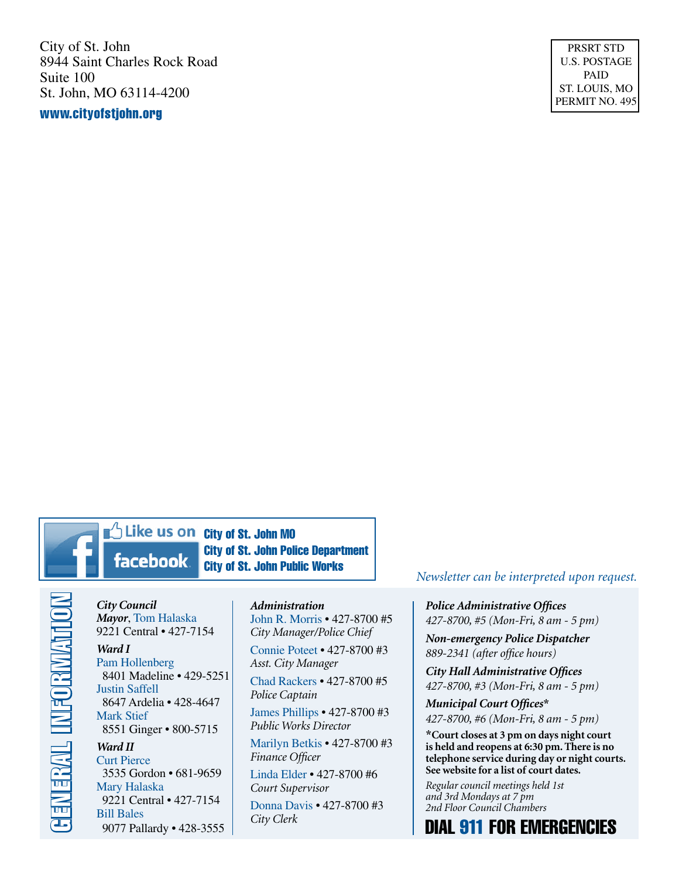City of St. John
8944 Saint Charles Rock Road
Suite 100
St. John, MO 63114-4200

www.cityofstjohn.org

PRSRT STD
U.S. POSTAGE
PAID
ST. LOUIS, MO
PERMIT NO. 495

Like us on facebook

City of St. John MO
City of St. John Police Department
City of St. John Public Works

*Newsletter can be interpreted upon request.*

## GENERAL INFORMATION

***City Council***

***Mayor***, Tom Halaska
9221 Central • 427-7154

***Ward I***

Pam Hollenberg
8401 Madeline • 429-5251

Justin Saffell
8647 Ardelia • 428-4647

Mark Stief
8551 Ginger • 800-5715

***Ward II***

Curt Pierce
3535 Gordon • 681-9659

Mary Halaska
9221 Central • 427-7154

Bill Bales
9077 Pallardy • 428-3555

***Administration***

John R. Morris • 427-8700 #5
*City Manager/Police Chief*

Connie Poteet • 427-8700 #3
*Asst. City Manager*

Chad Rackers • 427-8700 #5
*Police Captain*

James Phillips • 427-8700 #3
*Public Works Director*

Marilyn Betkis • 427-8700 #3
*Finance Officer*

Linda Elder • 427-8700 #6
*Court Supervisor*

Donna Davis • 427-8700 #3
*City Clerk*

***Police Administrative Offices***
*427-8700, #5 (Mon-Fri, 8 am - 5 pm)*

***Non-emergency Police Dispatcher***
*889-2341 (after office hours)*

***City Hall Administrative Offices***
*427-8700, #3 (Mon-Fri, 8 am - 5 pm)*

***Municipal Court Offices****
*427-8700, #6 (Mon-Fri, 8 am - 5 pm)*

**\*Court closes at 3 pm on days night court is held and reopens at 6:30 pm. There is no telephone service during day or night courts. See website for a list of court dates.**

*Regular council meetings held 1st and 3rd Mondays at 7 pm*
*2nd Floor Council Chambers*

**DIAL 911 FOR EMERGENCIES**